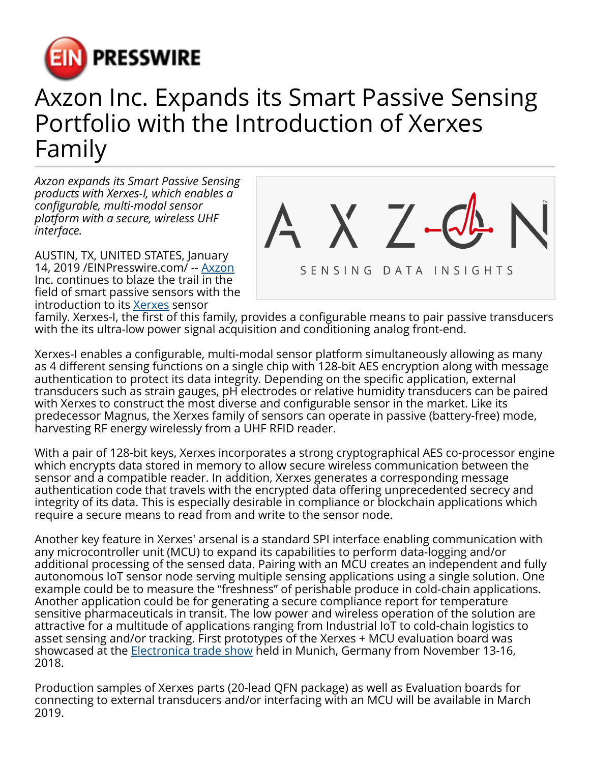# Axzon Inc. Expands its Smart Passive Sensing Portfolio with the Introduction of Xerxes Family

*Axzon expands its Smart Passive Sensing products with Xerxes-I, which enables a configurable, multi-modal sensor platform with a secure, wireless UHF interface.*

AUSTIN, TX, UNITED STATES, January 14, 2019 /EINPresswire.com/ -- Axzon Inc. continues to blaze the trail in the field of smart passive sensors with the introduction to its Xerxes sensor family. Xerxes-I, the first of this family, provides a configurable means to pair passive transducers with the its ultra-low power signal acquisition and conditioning analog front-end.

Xerxes-I enables a configurable, multi-modal sensor platform simultaneously allowing as many as 4 different sensing functions on a single chip with 128-bit AES encryption along with message authentication to protect its data integrity. Depending on the specific application, external transducers such as strain gauges, pH electrodes or relative humidity transducers can be paired with Xerxes to construct the most diverse and configurable sensor in the market. Like its predecessor Magnus, the Xerxes family of sensors can operate in passive (battery-free) mode, harvesting RF energy wirelessly from a UHF RFID reader.

With a pair of 128-bit keys, Xerxes incorporates a strong cryptographical AES co-processor engine which encrypts data stored in memory to allow secure wireless communication between the sensor and a compatible reader. In addition, Xerxes generates a corresponding message authentication code that travels with the encrypted data offering unprecedented secrecy and integrity of its data. This is especially desirable in compliance or blockchain applications which require a secure means to read from and write to the sensor node.

Another key feature in Xerxes' arsenal is a standard SPI interface enabling communication with any microcontroller unit (MCU) to expand its capabilities to perform data-logging and/or additional processing of the sensed data. Pairing with an MCU creates an independent and fully autonomous IoT sensor node serving multiple sensing applications using a single solution. One example could be to measure the "freshness" of perishable produce in cold-chain applications. Another application could be for generating a secure compliance report for temperature sensitive pharmaceuticals in transit. The low power and wireless operation of the solution are attractive for a multitude of applications ranging from Industrial IoT to cold-chain logistics to asset sensing and/or tracking. First prototypes of the Xerxes + MCU evaluation board was showcased at the Electronica trade show held in Munich, Germany from November 13-16, 2018.

Production samples of Xerxes parts (20-lead QFN package) as well as Evaluation boards for connecting to external transducers and/or interfacing with an MCU will be available in March 2019.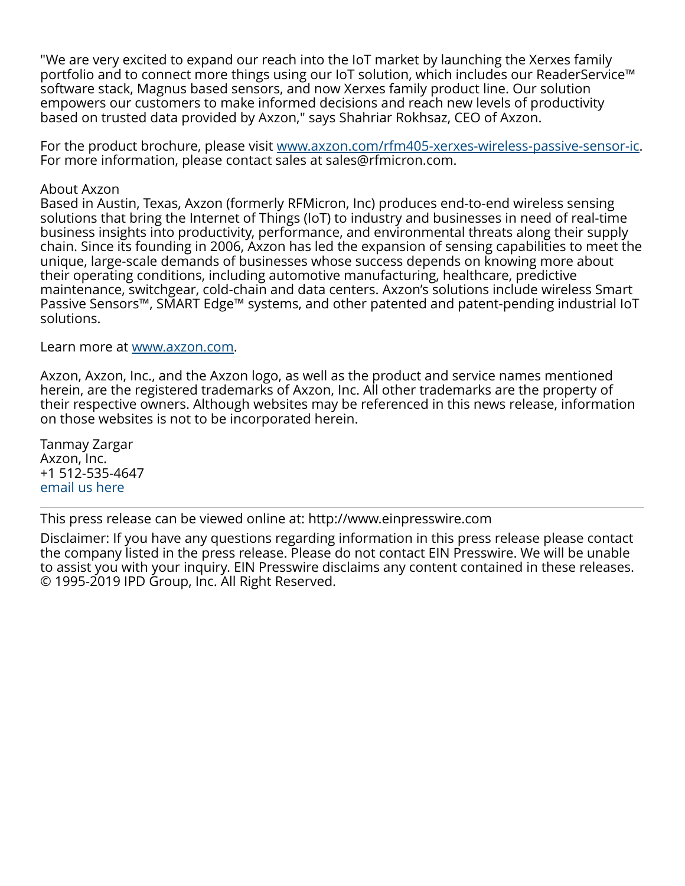"We are very excited to expand our reach into the IoT market by launching the Xerxes family portfolio and to connect more things using our IoT solution, which includes our ReaderService™ software stack, Magnus based sensors, and now Xerxes family product line. Our solution empowers our customers to make informed decisions and reach new levels of productivity based on trusted data provided by Axzon," says Shahriar Rokhsaz, CEO of Axzon.

For the product brochure, please visit [www.axzon.com/rfm405-xerxes-wireless-passive-sensor-ic](www.axzon.com/rfm405-xerxes-wireless-passive-sensor-ic). For more information, please contact sales at sales@rfmicron.com.

About Axzon
Based in Austin, Texas, Axzon (formerly RFMicron, Inc) produces end-to-end wireless sensing solutions that bring the Internet of Things (IoT) to industry and businesses in need of real-time business insights into productivity, performance, and environmental threats along their supply chain. Since its founding in 2006, Axzon has led the expansion of sensing capabilities to meet the unique, large-scale demands of businesses whose success depends on knowing more about their operating conditions, including automotive manufacturing, healthcare, predictive maintenance, switchgear, cold-chain and data centers. Axzon's solutions include wireless Smart Passive Sensors™, SMART Edge™ systems, and other patented and patent-pending industrial IoT solutions.

Learn more at [www.axzon.com](www.axzon.com).

Axzon, Axzon, Inc., and the Axzon logo, as well as the product and service names mentioned herein, are the registered trademarks of Axzon, Inc. All other trademarks are the property of their respective owners. Although websites may be referenced in this news release, information on those websites is not to be incorporated herein.

Tanmay Zargar
Axzon, Inc.
+1 512-535-4647
email us here

---

This press release can be viewed online at: http://www.einpresswire.com

Disclaimer: If you have any questions regarding information in this press release please contact the company listed in the press release. Please do not contact EIN Presswire. We will be unable to assist you with your inquiry. EIN Presswire disclaims any content contained in these releases. © 1995-2019 IPD Group, Inc. All Right Reserved.